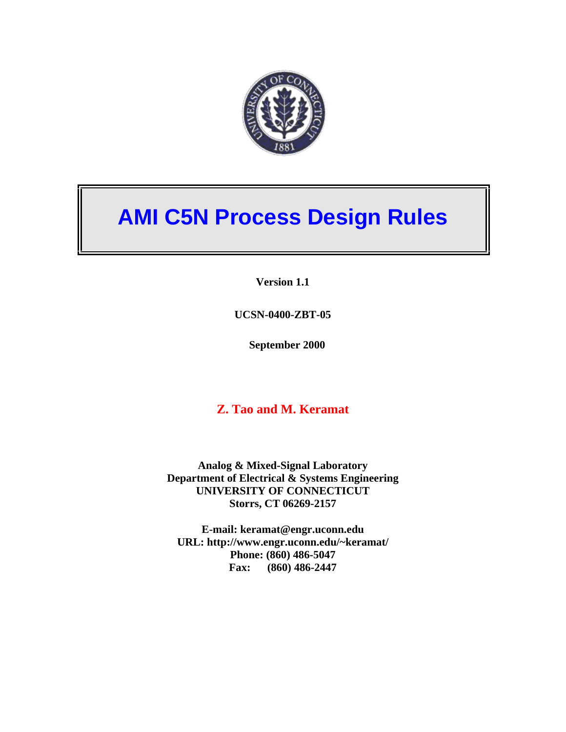# AMI C5N Process Design Rules

**Version 1.1**

**UCSN-0400-ZBT-05**

**September 2000**

**Z. Tao and M. Keramat**

**Analog & Mixed-Signal Laboratory**
**Department of Electrical & Systems Engineering**
**UNIVERSITY OF CONNECTICUT**
**Storrs, CT 06269-2157**

**E-mail: keramat@engr.uconn.edu**
**URL: http://www.engr.uconn.edu/~keramat/**
**Phone: (860) 486-5047**
**Fax: (860) 486-2447**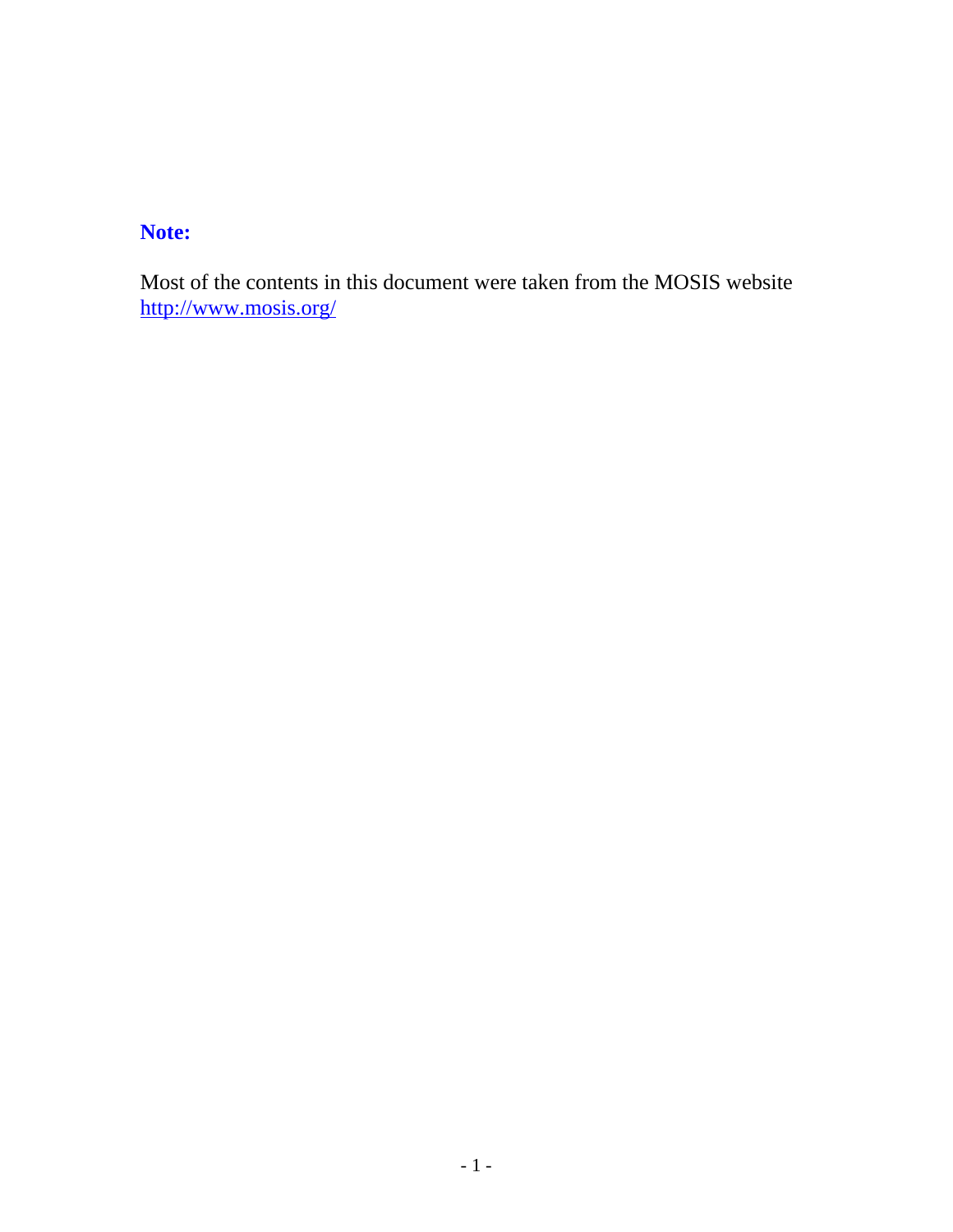**Note:**

Most of the contents in this document were taken from the MOSIS website [http://www.mosis.org/](http://www.mosis.org/)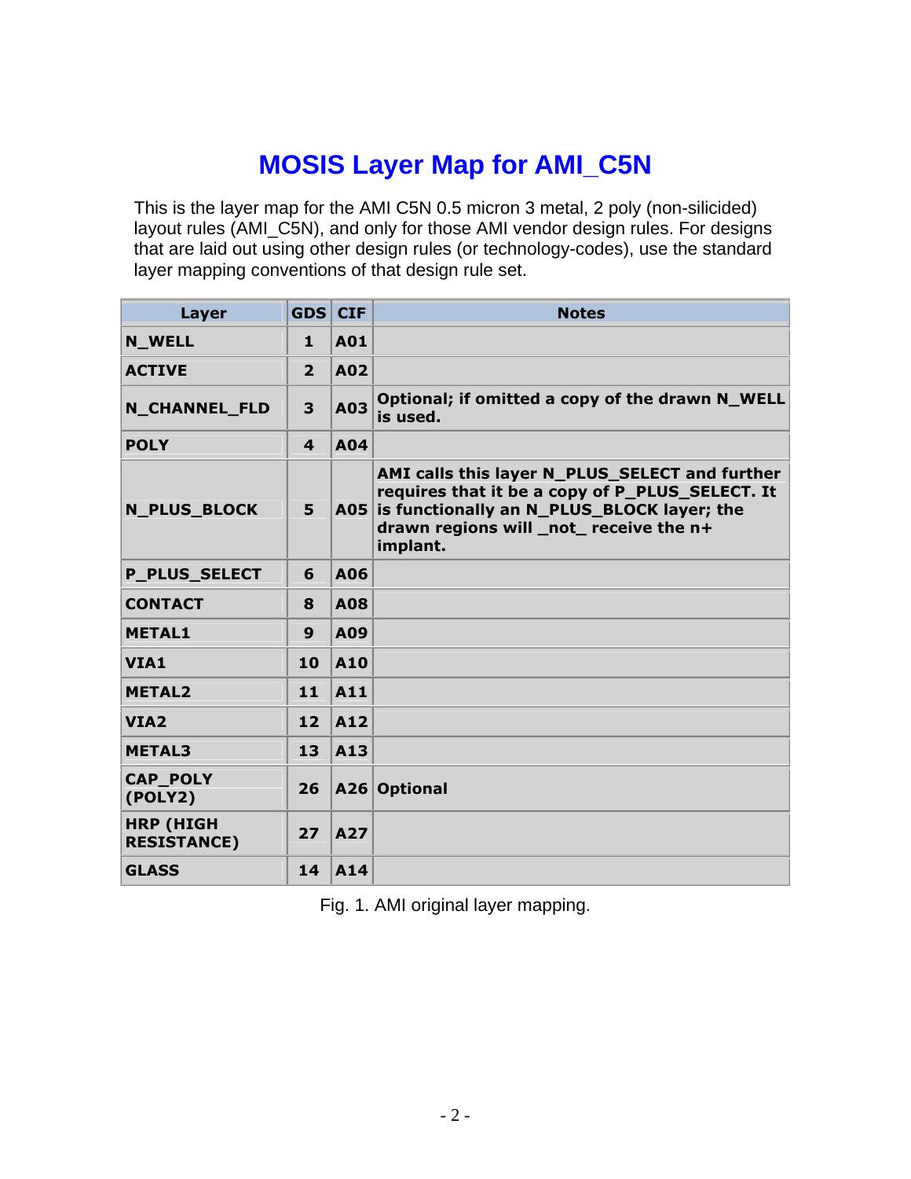# MOSIS Layer Map for AMI_C5N

This is the layer map for the AMI C5N 0.5 micron 3 metal, 2 poly (non-silicided) layout rules (AMI_C5N), and only for those AMI vendor design rules. For designs that are laid out using other design rules (or technology-codes), use the standard layer mapping conventions of that design rule set.

| Layer | GDS | CIF | Notes |
|---|---|---|---|
| N_WELL | 1 | A01 | |
| ACTIVE | 2 | A02 | |
| N_CHANNEL_FLD | 3 | A03 | Optional; if omitted a copy of the drawn N_WELL is used. |
| POLY | 4 | A04 | |
| N_PLUS_BLOCK | 5 | A05 | AMI calls this layer N_PLUS_SELECT and further requires that it be a copy of P_PLUS_SELECT. It is functionally an N_PLUS_BLOCK layer; the drawn regions will _not_ receive the n+ implant. |
| P_PLUS_SELECT | 6 | A06 | |
| CONTACT | 8 | A08 | |
| METAL1 | 9 | A09 | |
| VIA1 | 10 | A10 | |
| METAL2 | 11 | A11 | |
| VIA2 | 12 | A12 | |
| METAL3 | 13 | A13 | |
| CAP_POLY (POLY2) | 26 | A26 | Optional |
| HRP (HIGH RESISTANCE) | 27 | A27 | |
| GLASS | 14 | A14 | |

Fig. 1. AMI original layer mapping.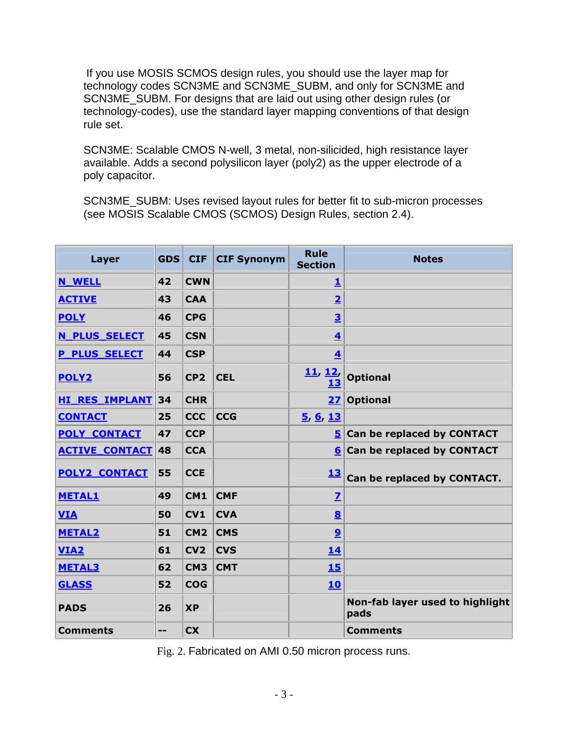If you use MOSIS SCMOS design rules, you should use the layer map for technology codes SCN3ME and SCN3ME_SUBM, and only for SCN3ME and SCN3ME_SUBM. For designs that are laid out using other design rules (or technology-codes), use the standard layer mapping conventions of that design rule set.

SCN3ME: Scalable CMOS N-well, 3 metal, non-silicided, high resistance layer available. Adds a second polysilicon layer (poly2) as the upper electrode of a poly capacitor.

SCN3ME_SUBM: Uses revised layout rules for better fit to sub-micron processes (see MOSIS Scalable CMOS (SCMOS) Design Rules, section 2.4).

| Layer | GDS | CIF | CIF Synonym | Rule Section | Notes |
|---|---|---|---|---|---|
| N_WELL | 42 | CWN | | 1 | |
| ACTIVE | 43 | CAA | | 2 | |
| POLY | 46 | CPG | | 3 | |
| N_PLUS_SELECT | 45 | CSN | | 4 | |
| P_PLUS_SELECT | 44 | CSP | | 4 | |
| POLY2 | 56 | CP2 | CEL | 11, 12, 13 | Optional |
| HI_RES_IMPLANT | 34 | CHR | | 27 | Optional |
| CONTACT | 25 | CCC | CCG | 5, 6, 13 | |
| POLY_CONTACT | 47 | CCP | | 5 | Can be replaced by CONTACT |
| ACTIVE_CONTACT | 48 | CCA | | 6 | Can be replaced by CONTACT |
| POLY2_CONTACT | 55 | CCE | | 13 | Can be replaced by CONTACT. |
| METAL1 | 49 | CM1 | CMF | 7 | |
| VIA | 50 | CV1 | CVA | 8 | |
| METAL2 | 51 | CM2 | CMS | 9 | |
| VIA2 | 61 | CV2 | CVS | 14 | |
| METAL3 | 62 | CM3 | CMT | 15 | |
| GLASS | 52 | COG | | 10 | |
| PADS | 26 | XP | | | Non-fab layer used to highlight pads |
| Comments | -- | CX | | | Comments |

Fig. 2. Fabricated on AMI 0.50 micron process runs.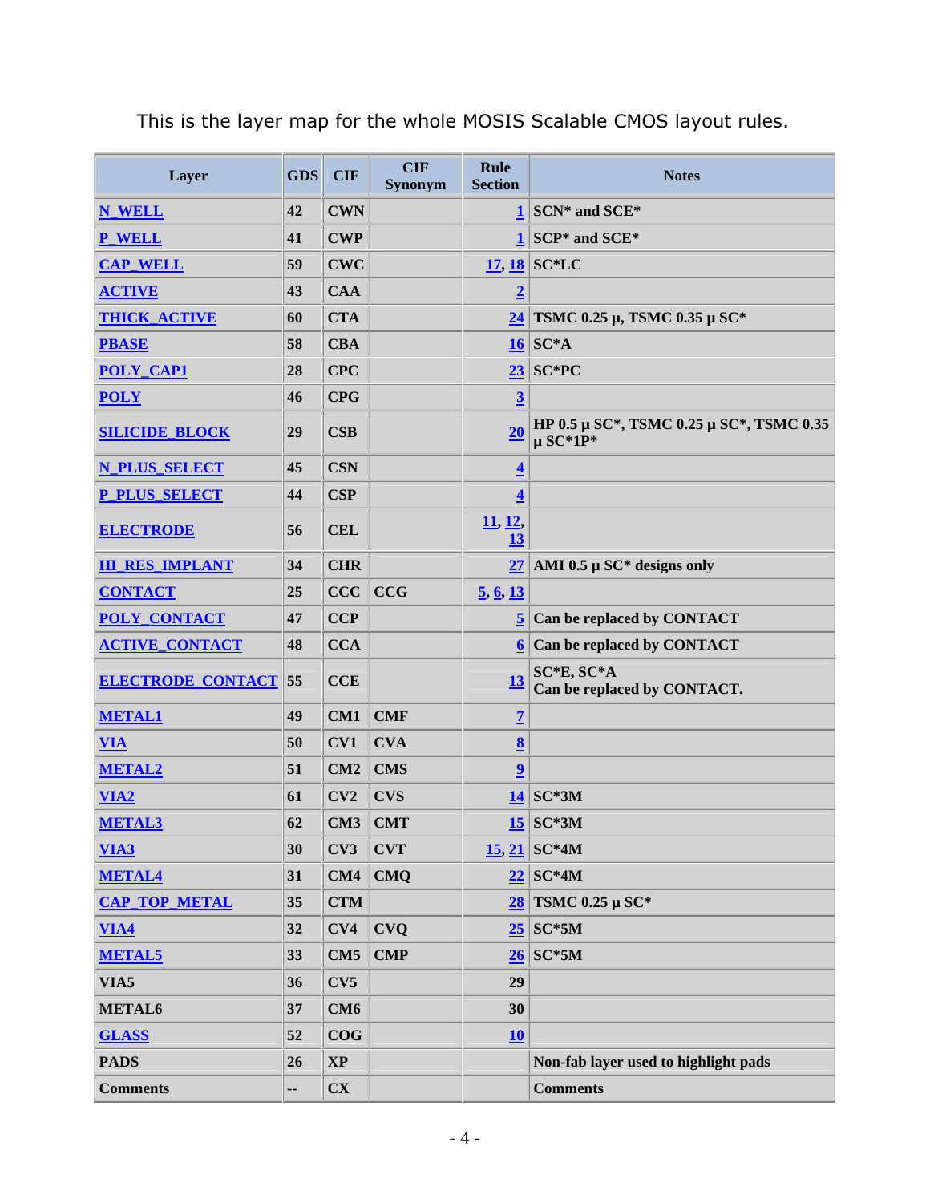This is the layer map for the whole MOSIS Scalable CMOS layout rules.

| Layer | GDS | CIF | CIF Synonym | Rule Section | Notes |
|---|---|---|---|---|---|
| N_WELL | 42 | CWN | | 1 | SCN* and SCE* |
| P_WELL | 41 | CWP | | 1 | SCP* and SCE* |
| CAP_WELL | 59 | CWC | | 17, 18 | SC*LC |
| ACTIVE | 43 | CAA | | 2 | |
| THICK_ACTIVE | 60 | CTA | | 24 | TSMC 0.25 µ, TSMC 0.35 µ SC* |
| PBASE | 58 | CBA | | 16 | SC*A |
| POLY_CAP1 | 28 | CPC | | 23 | SC*PC |
| POLY | 46 | CPG | | 3 | |
| SILICIDE_BLOCK | 29 | CSB | | 20 | HP 0.5 µ SC*, TSMC 0.25 µ SC*, TSMC 0.35 µ SC*1P* |
| N_PLUS_SELECT | 45 | CSN | | 4 | |
| P_PLUS_SELECT | 44 | CSP | | 4 | |
| ELECTRODE | 56 | CEL | | 11, 12, 13 | |
| HI_RES_IMPLANT | 34 | CHR | | 27 | AMI 0.5 µ SC* designs only |
| CONTACT | 25 | CCC | CCG | 5, 6, 13 | |
| POLY_CONTACT | 47 | CCP | | 5 | Can be replaced by CONTACT |
| ACTIVE_CONTACT | 48 | CCA | | 6 | Can be replaced by CONTACT |
| ELECTRODE_CONTACT | 55 | CCE | | 13 | SC*E, SC*A<br>Can be replaced by CONTACT. |
| METAL1 | 49 | CM1 | CMF | 7 | |
| VIA | 50 | CV1 | CVA | 8 | |
| METAL2 | 51 | CM2 | CMS | 9 | |
| VIA2 | 61 | CV2 | CVS | 14 | SC*3M |
| METAL3 | 62 | CM3 | CMT | 15 | SC*3M |
| VIA3 | 30 | CV3 | CVT | 15, 21 | SC*4M |
| METAL4 | 31 | CM4 | CMQ | 22 | SC*4M |
| CAP_TOP_METAL | 35 | CTM | | 28 | TSMC 0.25 µ SC* |
| VIA4 | 32 | CV4 | CVQ | 25 | SC*5M |
| METAL5 | 33 | CM5 | CMP | 26 | SC*5M |
| VIA5 | 36 | CV5 | | 29 | |
| METAL6 | 37 | CM6 | | 30 | |
| GLASS | 52 | COG | | 10 | |
| PADS | 26 | XP | | | Non-fab layer used to highlight pads |
| Comments | -- | CX | | | Comments |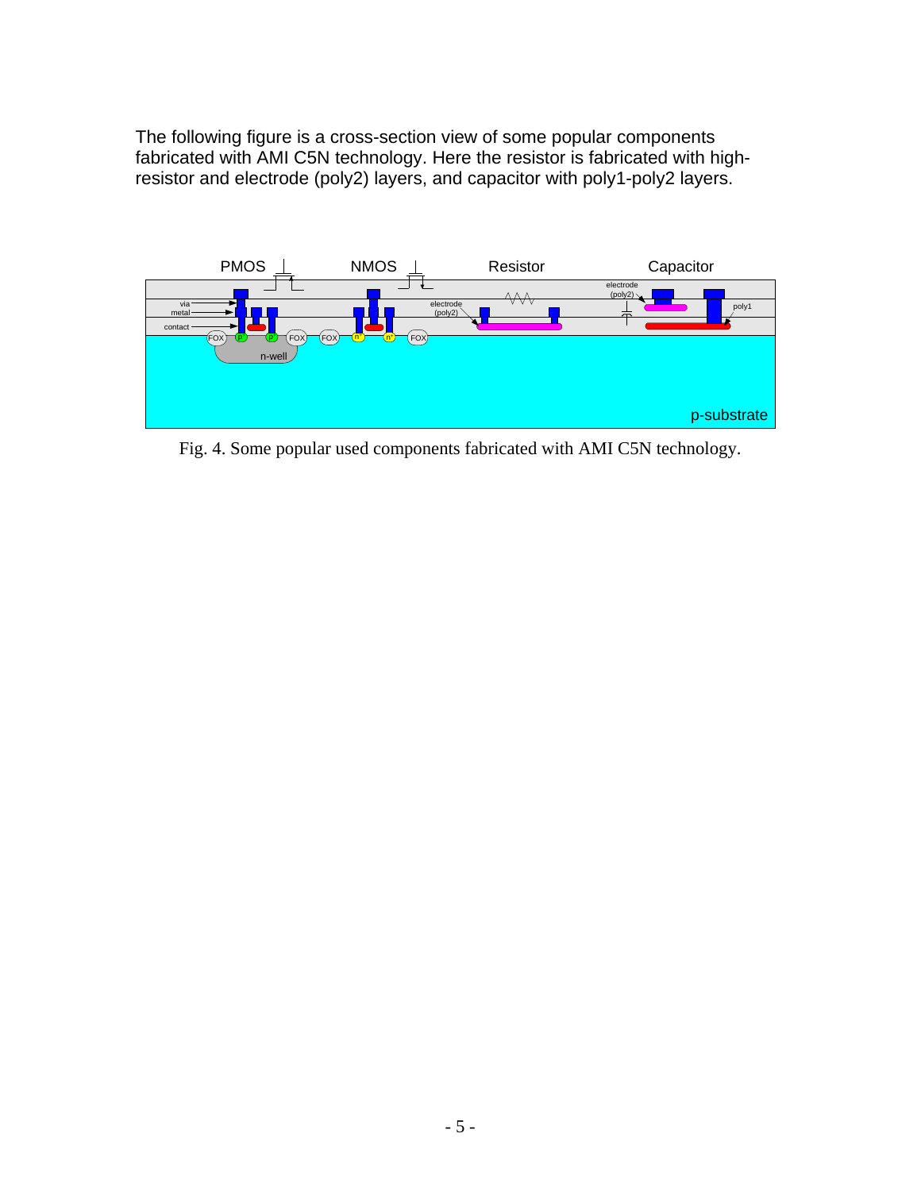The following figure is a cross-section view of some popular components fabricated with AMI C5N technology. Here the resistor is fabricated with high-resistor and electrode (poly2) layers, and capacitor with poly1-poly2 layers.

Fig. 4. Some popular used components fabricated with AMI C5N technology.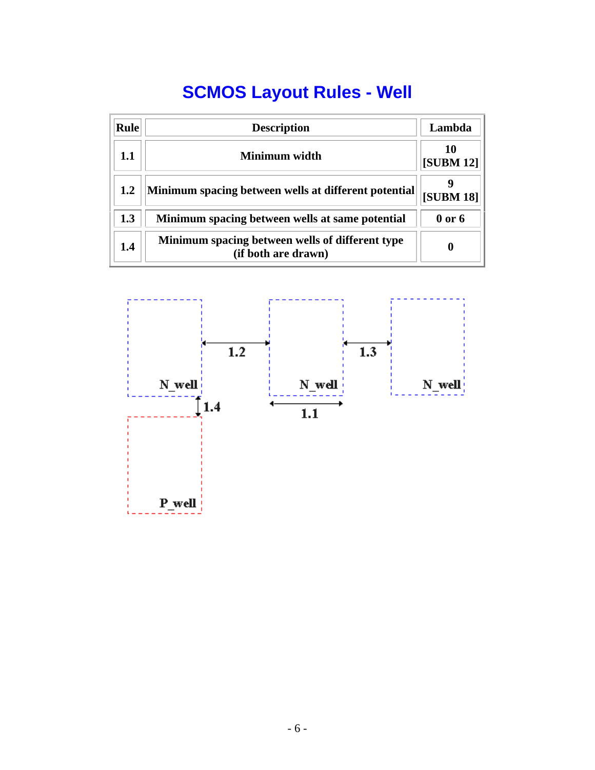# SCMOS Layout Rules - Well

| Rule | Description | Lambda |
|---|---|---|
| 1.1 | Minimum width | 10 [SUBM 12] |
| 1.2 | Minimum spacing between wells at different potential | 9 [SUBM 18] |
| 1.3 | Minimum spacing between wells at same potential | 0 or 6 |
| 1.4 | Minimum spacing between wells of different type (if both are drawn) | 0 |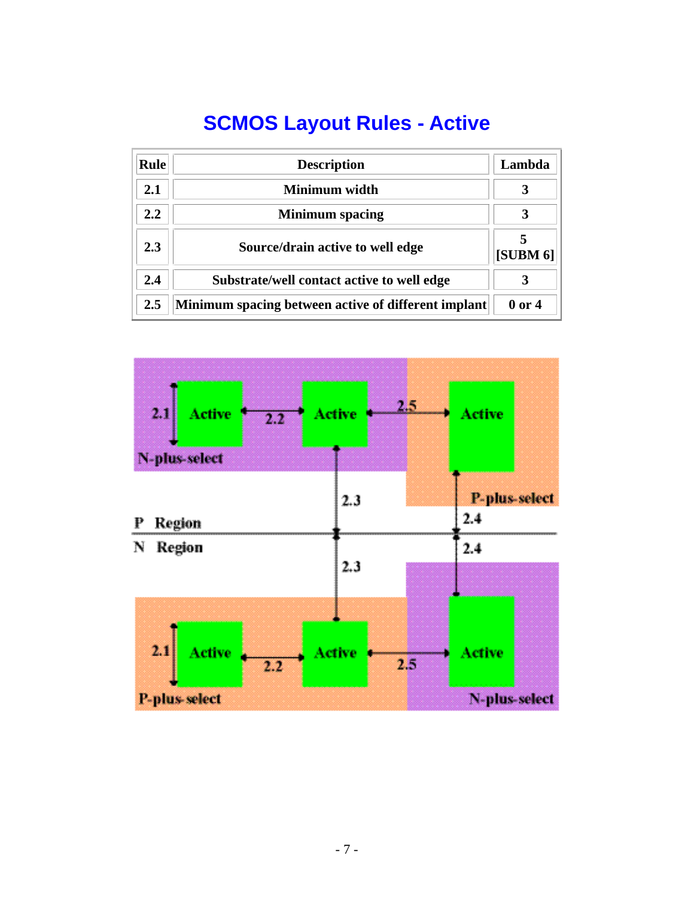# SCMOS Layout Rules - Active

| Rule | Description | Lambda |
| --- | --- | --- |
| 2.1 | Minimum width | 3 |
| 2.2 | Minimum spacing | 3 |
| 2.3 | Source/drain active to well edge | 5 [SUBM 6] |
| 2.4 | Substrate/well contact active to well edge | 3 |
| 2.5 | Minimum spacing between active of different implant | 0 or 4 |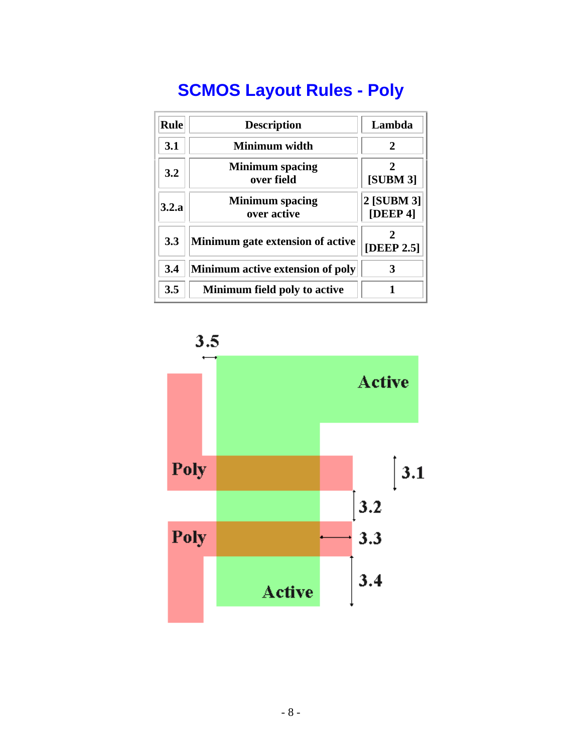# SCMOS Layout Rules - Poly

| Rule | Description | Lambda |
|---|---|---|
| 3.1 | Minimum width | 2 |
| 3.2 | Minimum spacing over field | 2 [SUBM 3] |
| 3.2.a | Minimum spacing over active | 2 [SUBM 3] [DEEP 4] |
| 3.3 | Minimum gate extension of active | 2 [DEEP 2.5] |
| 3.4 | Minimum active extension of poly | 3 |
| 3.5 | Minimum field poly to active | 1 |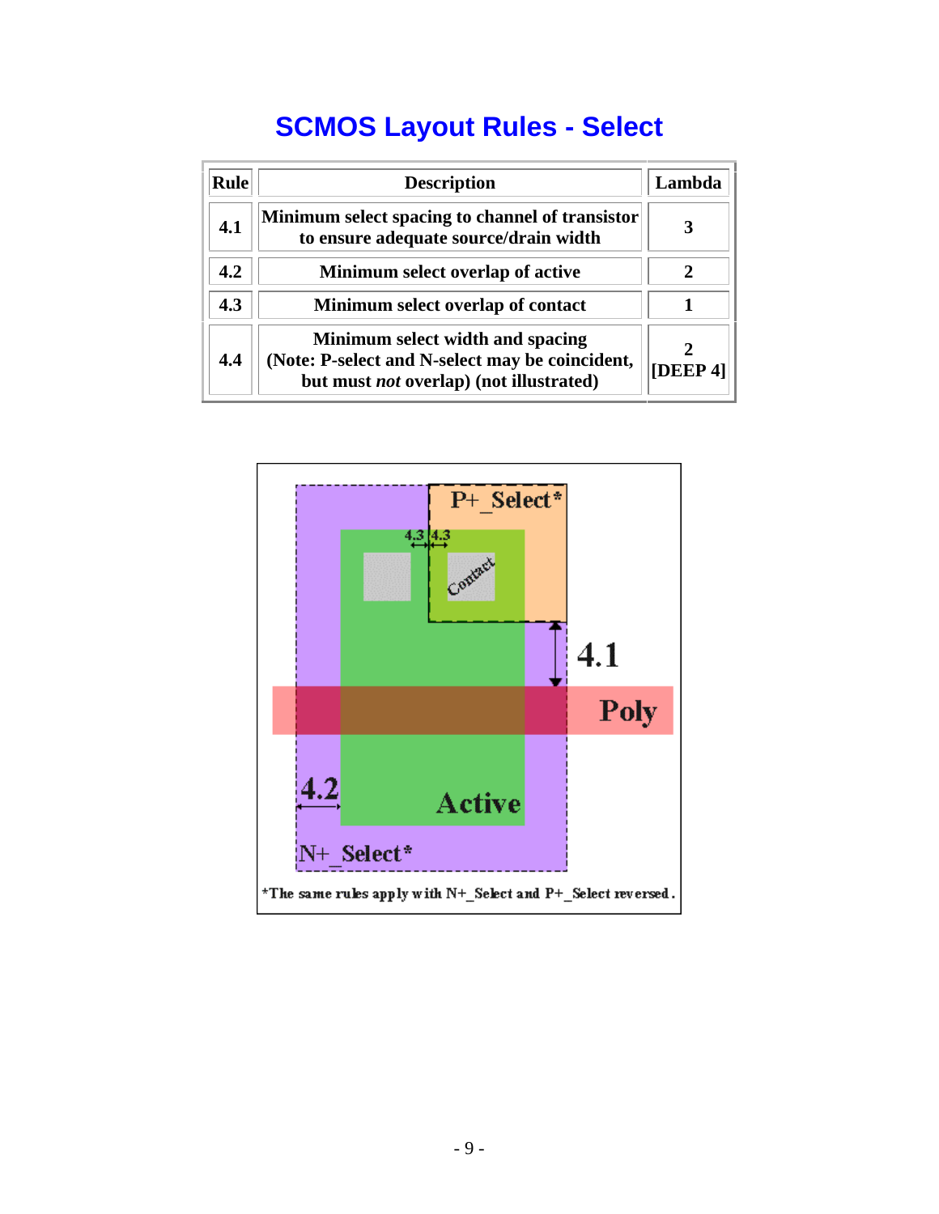# SCMOS Layout Rules - Select

| Rule | Description | Lambda |
|---|---|---|
| 4.1 | Minimum select spacing to channel of transistor to ensure adequate source/drain width | 3 |
| 4.2 | Minimum select overlap of active | 2 |
| 4.3 | Minimum select overlap of contact | 1 |
| 4.4 | Minimum select width and spacing (Note: P-select and N-select may be coincident, but must *not* overlap) (not illustrated) | 2 [DEEP 4] |

*The same rules apply with N+_Select and P+_Select reversed.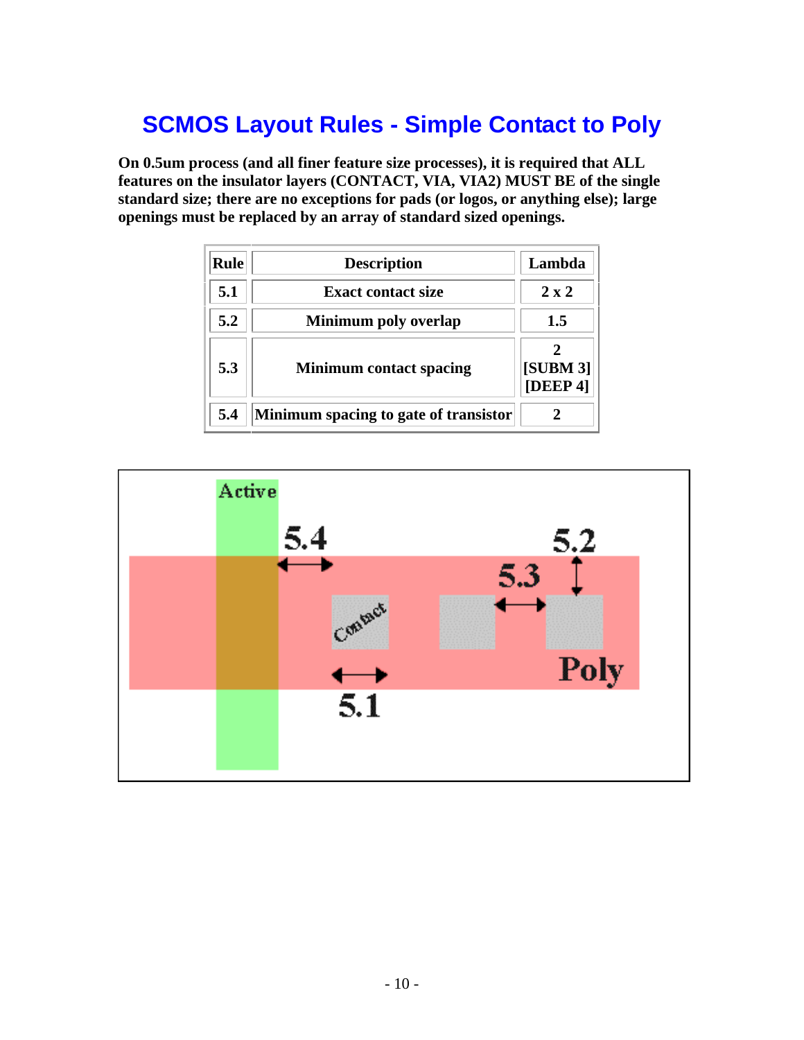# SCMOS Layout Rules - Simple Contact to Poly

**On 0.5um process (and all finer feature size processes), it is required that ALL features on the insulator layers (CONTACT, VIA, VIA2) MUST BE of the single standard size; there are no exceptions for pads (or logos, or anything else); large openings must be replaced by an array of standard sized openings.**

| Rule | Description | Lambda |
|---|---|---|
| 5.1 | Exact contact size | 2 x 2 |
| 5.2 | Minimum poly overlap | 1.5 |
| 5.3 | Minimum contact spacing | 2 [SUBM 3] [DEEP 4] |
| 5.4 | Minimum spacing to gate of transistor | 2 |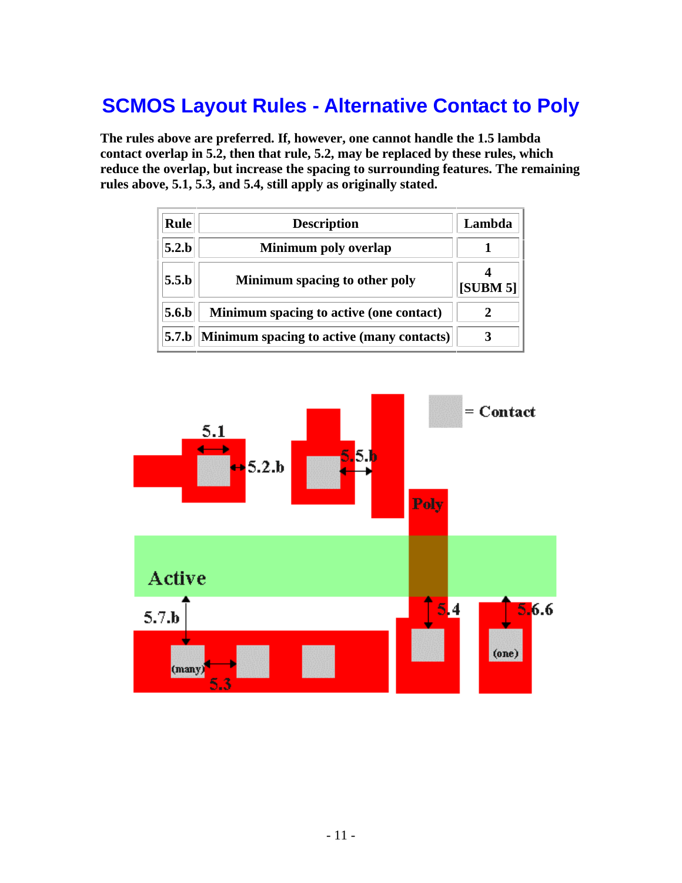# SCMOS Layout Rules - Alternative Contact to Poly

**The rules above are preferred. If, however, one cannot handle the 1.5 lambda contact overlap in 5.2, then that rule, 5.2, may be replaced by these rules, which reduce the overlap, but increase the spacing to surrounding features. The remaining rules above, 5.1, 5.3, and 5.4, still apply as originally stated.**

| Rule | Description | Lambda |
|---|---|---|
| 5.2.b | Minimum poly overlap | 1 |
| 5.5.b | Minimum spacing to other poly | 4 [SUBM 5] |
| 5.6.b | Minimum spacing to active (one contact) | 2 |
| 5.7.b | Minimum spacing to active (many contacts) | 3 |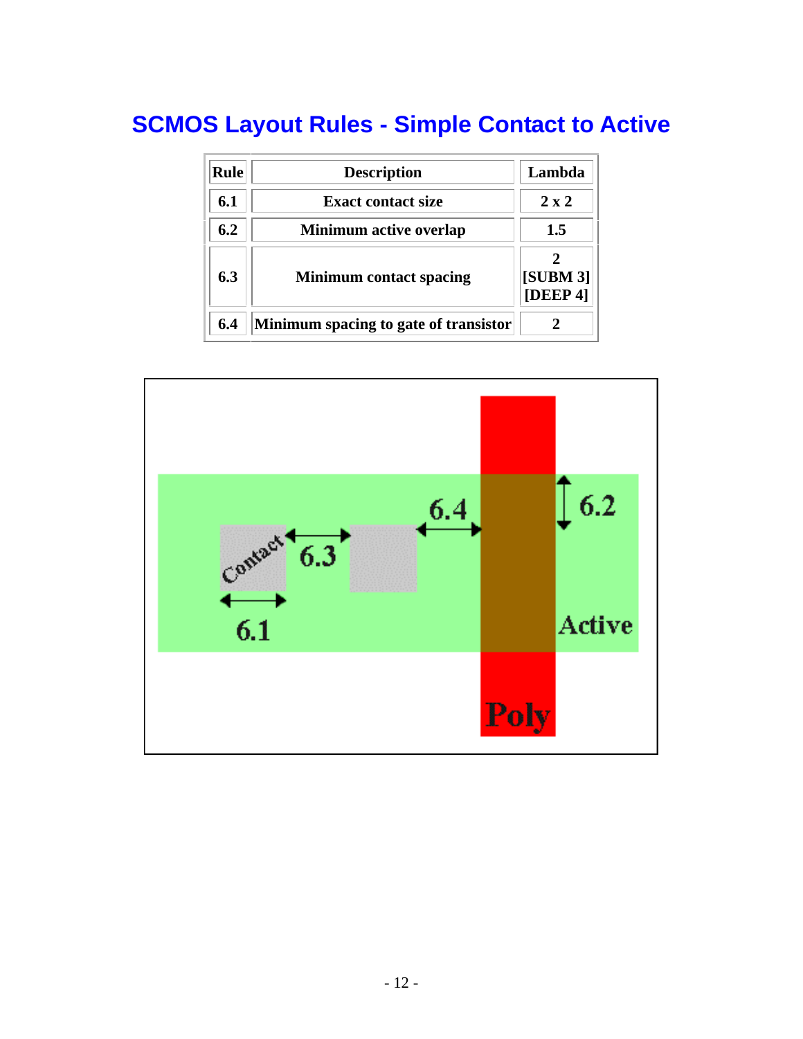# SCMOS Layout Rules - Simple Contact to Active

| Rule | Description | Lambda |
|---|---|---|
| 6.1 | Exact contact size | 2 x 2 |
| 6.2 | Minimum active overlap | 1.5 |
| 6.3 | Minimum contact spacing | 2 [SUBM 3] [DEEP 4] |
| 6.4 | Minimum spacing to gate of transistor | 2 |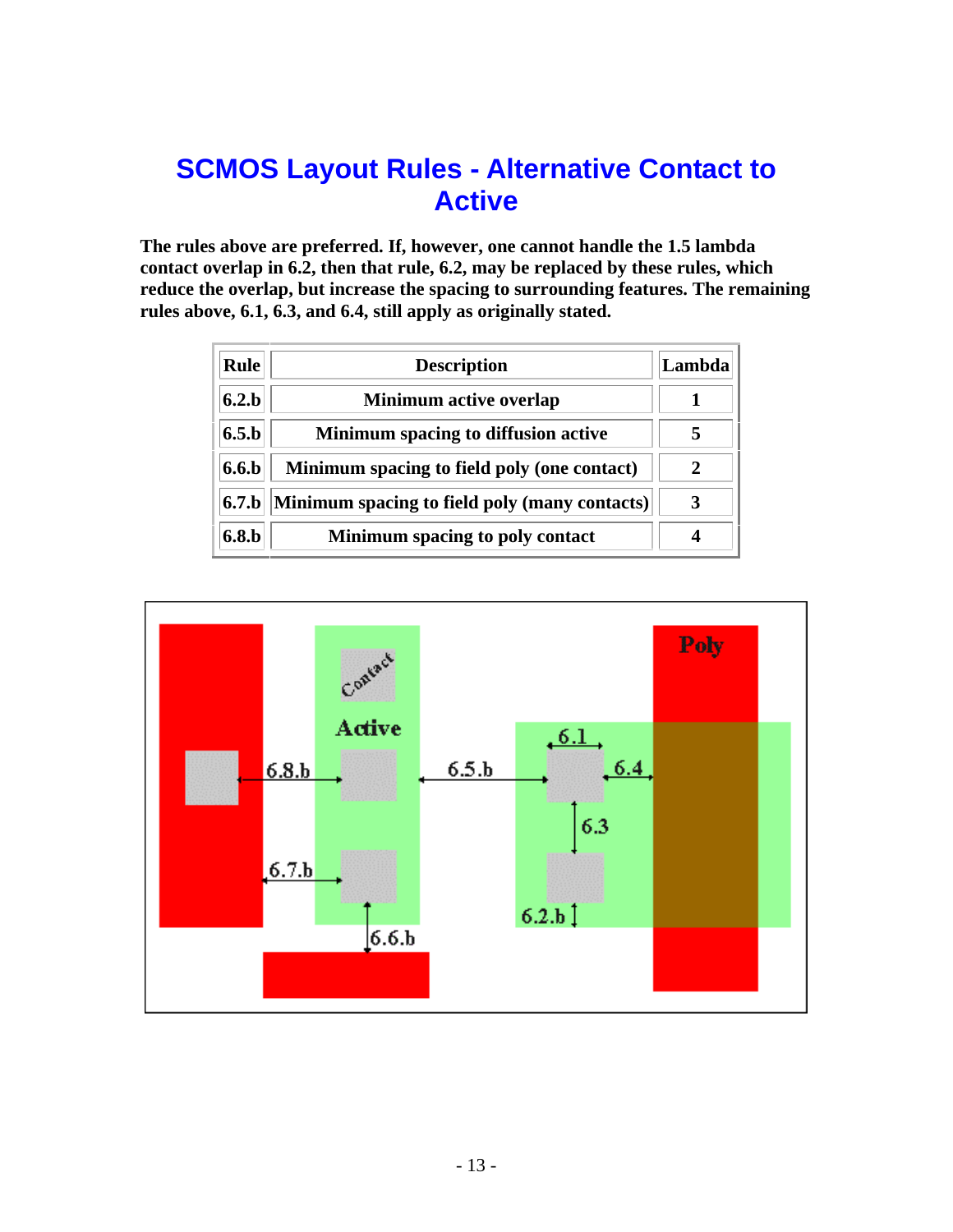# SCMOS Layout Rules - Alternative Contact to Active

**The rules above are preferred. If, however, one cannot handle the 1.5 lambda contact overlap in 6.2, then that rule, 6.2, may be replaced by these rules, which reduce the overlap, but increase the spacing to surrounding features. The remaining rules above, 6.1, 6.3, and 6.4, still apply as originally stated.**

| Rule | Description | Lambda |
|---|---|---|
| 6.2.b | Minimum active overlap | 1 |
| 6.5.b | Minimum spacing to diffusion active | 5 |
| 6.6.b | Minimum spacing to field poly (one contact) | 2 |
| 6.7.b | Minimum spacing to field poly (many contacts) | 3 |
| 6.8.b | Minimum spacing to poly contact | 4 |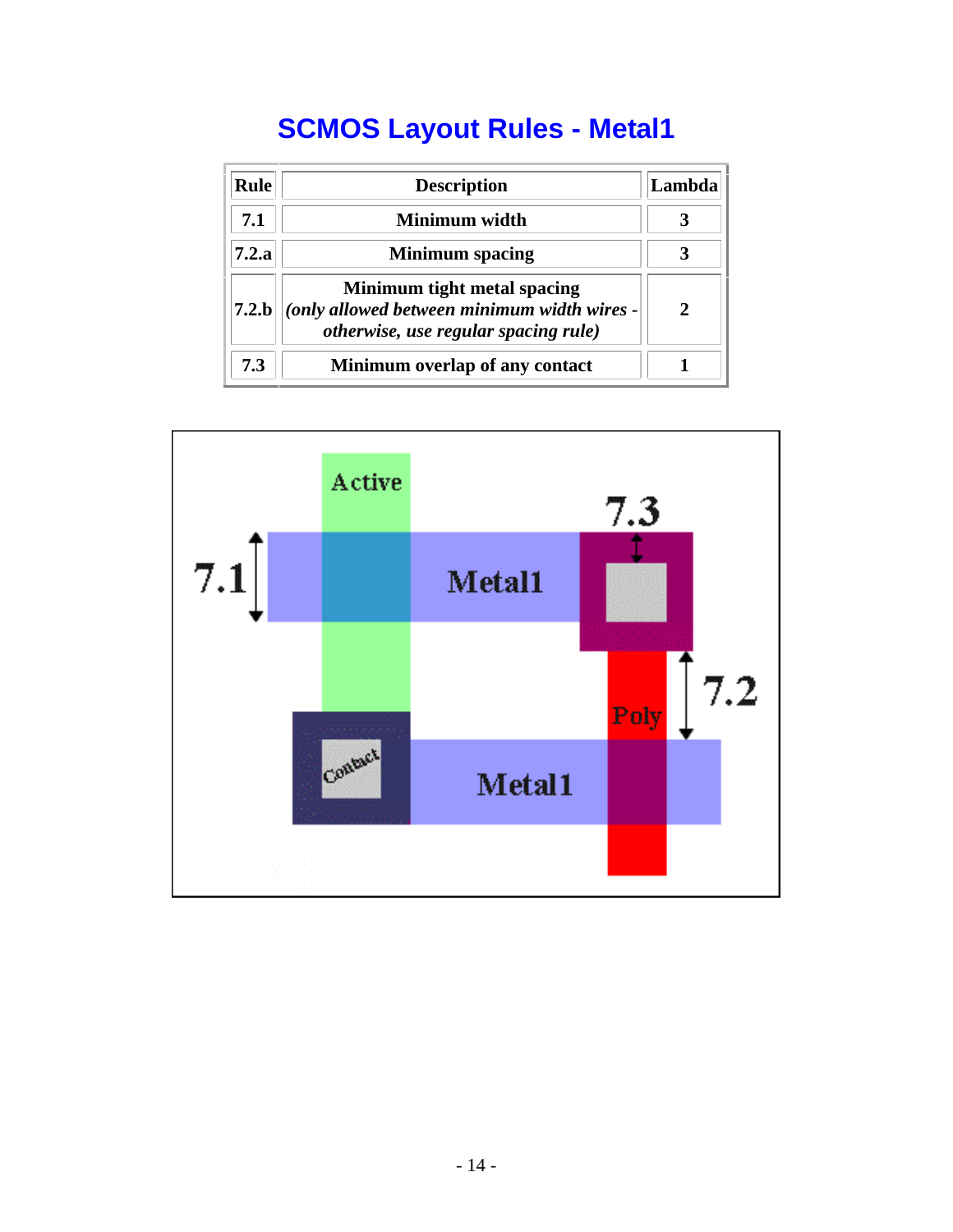# SCMOS Layout Rules - Metal1

| Rule | Description | Lambda |
|---|---|---|
| 7.1 | Minimum width | 3 |
| 7.2.a | Minimum spacing | 3 |
| 7.2.b | Minimum tight metal spacing *(only allowed between minimum width wires - otherwise, use regular spacing rule)* | 2 |
| 7.3 | Minimum overlap of any contact | 1 |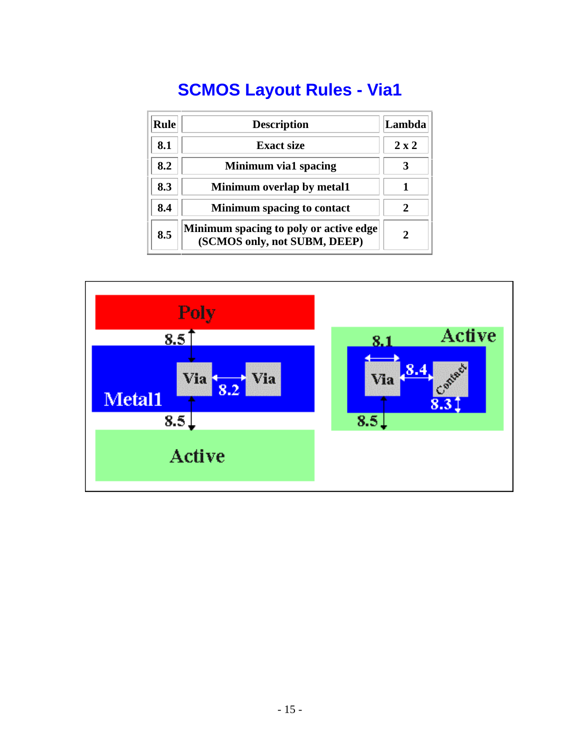# SCMOS Layout Rules - Via1

| Rule | Description | Lambda |
|---|---|---|
| 8.1 | Exact size | 2 x 2 |
| 8.2 | Minimum via1 spacing | 3 |
| 8.3 | Minimum overlap by metal1 | 1 |
| 8.4 | Minimum spacing to contact | 2 |
| 8.5 | Minimum spacing to poly or active edge (SCMOS only, not SUBM, DEEP) | 2 |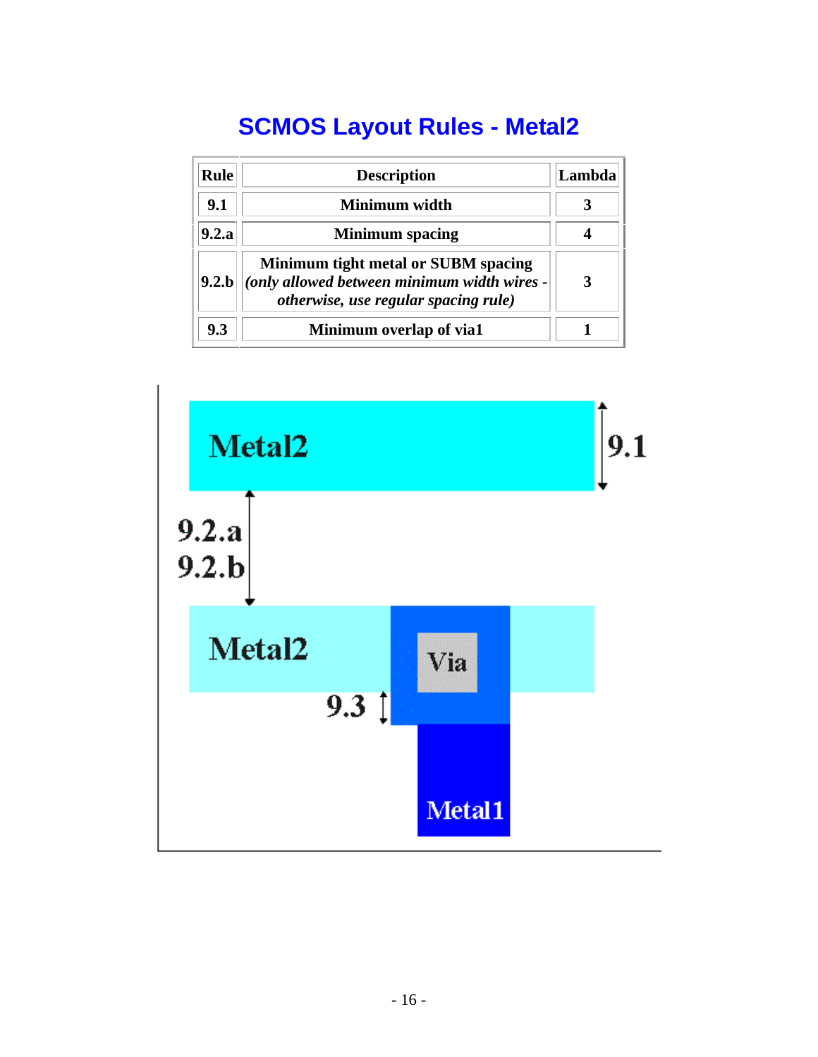# SCMOS Layout Rules - Metal2

| Rule | Description | Lambda |
| --- | --- | --- |
| 9.1 | Minimum width | 3 |
| 9.2.a | Minimum spacing | 4 |
| 9.2.b | Minimum tight metal or SUBM spacing *(only allowed between minimum width wires - otherwise, use regular spacing rule)* | 3 |
| 9.3 | Minimum overlap of via1 | 1 |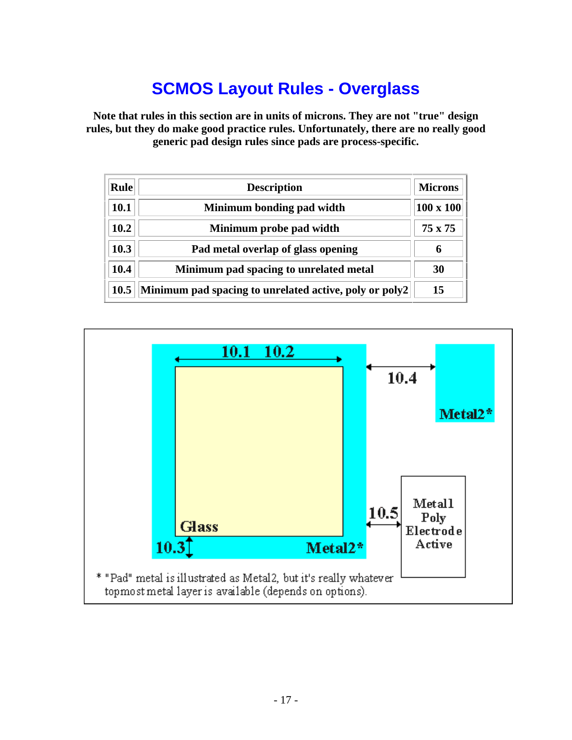# SCMOS Layout Rules - Overglass

**Note that rules in this section are in units of microns. They are not "true" design rules, but they do make good practice rules. Unfortunately, there are no really good generic pad design rules since pads are process-specific.**

| Rule | Description | Microns |
|---|---|---|
| 10.1 | Minimum bonding pad width | 100 x 100 |
| 10.2 | Minimum probe pad width | 75 x 75 |
| 10.3 | Pad metal overlap of glass opening | 6 |
| 10.4 | Minimum pad spacing to unrelated metal | 30 |
| 10.5 | Minimum pad spacing to unrelated active, poly or poly2 | 15 |

10.1 10.2

10.4

Metal2*

Metal1
Poly
Electrode
Active

10.5

Glass

10.3

Metal2*

* "Pad" metal is illustrated as Metal2, but it's really whatever topmost metal layer is available (depends on options).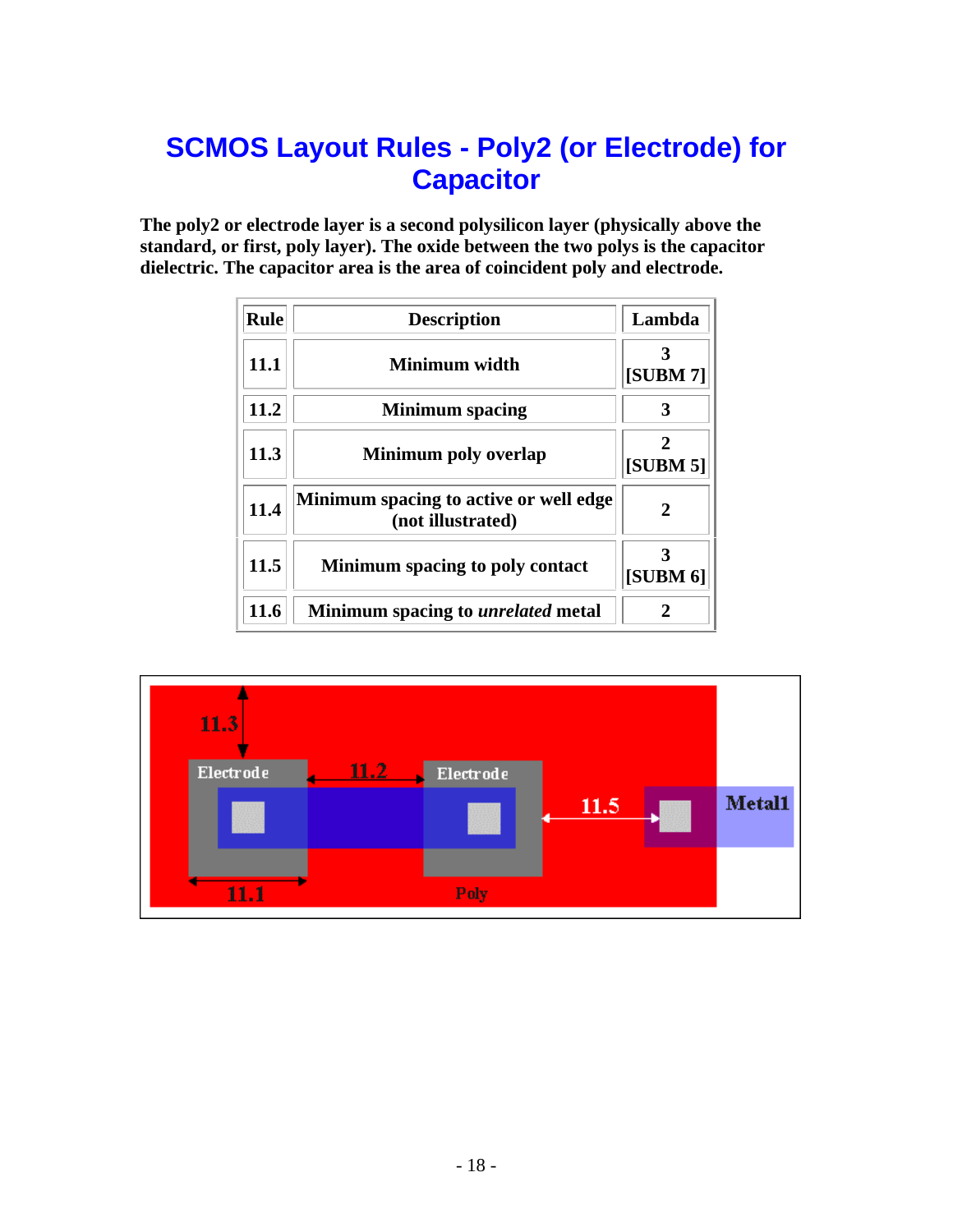# SCMOS Layout Rules - Poly2 (or Electrode) for Capacitor

**The poly2 or electrode layer is a second polysilicon layer (physically above the standard, or first, poly layer). The oxide between the two polys is the capacitor dielectric. The capacitor area is the area of coincident poly and electrode.**

| Rule | Description | Lambda |
|---|---|---|
| 11.1 | Minimum width | 3 [SUBM 7] |
| 11.2 | Minimum spacing | 3 |
| 11.3 | Minimum poly overlap | 2 [SUBM 5] |
| 11.4 | Minimum spacing to active or well edge (not illustrated) | 2 |
| 11.5 | Minimum spacing to poly contact | 3 [SUBM 6] |
| 11.6 | Minimum spacing to *unrelated* metal | 2 |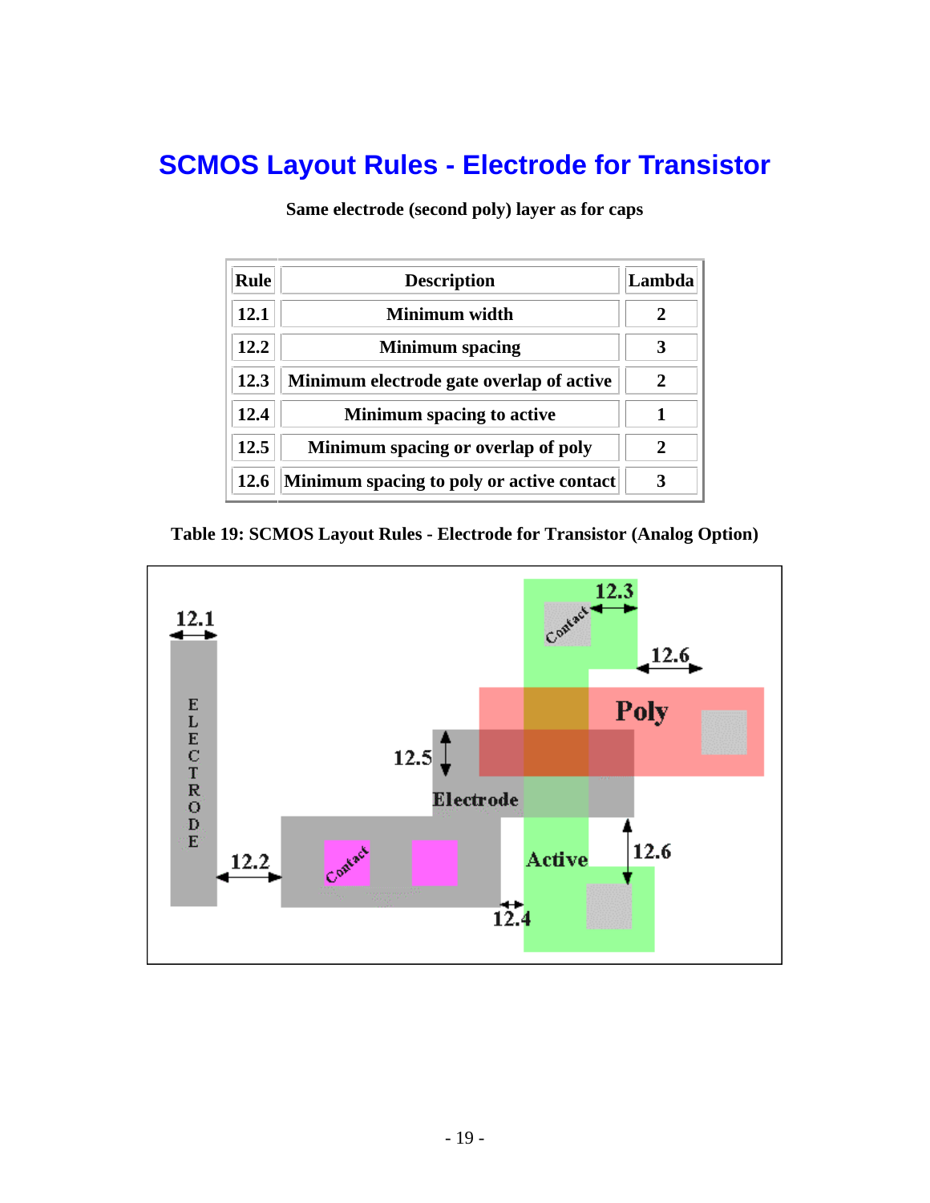# SCMOS Layout Rules - Electrode for Transistor

**Same electrode (second poly) layer as for caps**

| Rule | Description | Lambda |
|---|---|---|
| 12.1 | Minimum width | 2 |
| 12.2 | Minimum spacing | 3 |
| 12.3 | Minimum electrode gate overlap of active | 2 |
| 12.4 | Minimum spacing to active | 1 |
| 12.5 | Minimum spacing or overlap of poly | 2 |
| 12.6 | Minimum spacing to poly or active contact | 3 |

**Table 19: SCMOS Layout Rules - Electrode for Transistor (Analog Option)**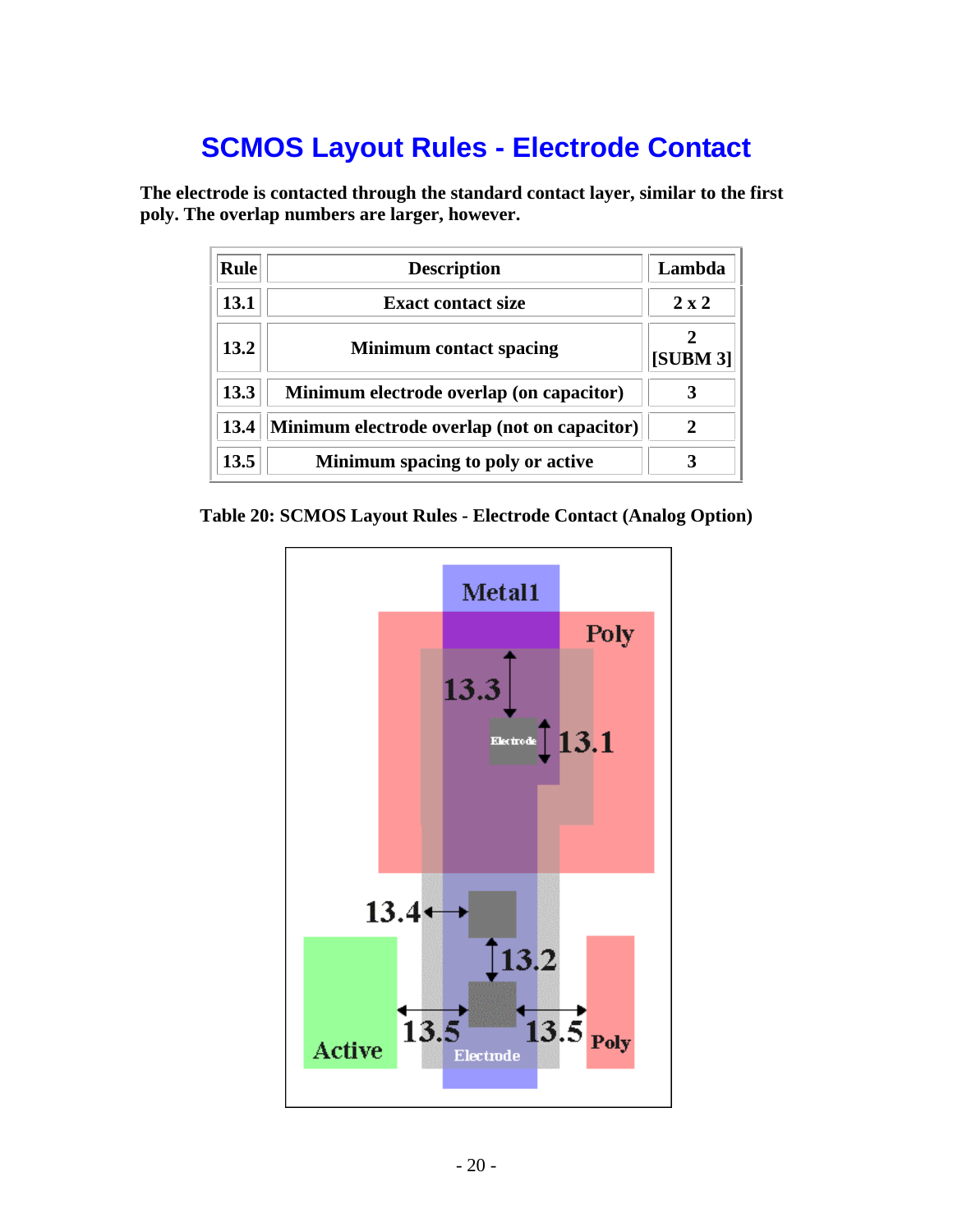# SCMOS Layout Rules - Electrode Contact

**The electrode is contacted through the standard contact layer, similar to the first poly. The overlap numbers are larger, however.**

| Rule | Description | Lambda |
|---|---|---|
| 13.1 | Exact contact size | 2 x 2 |
| 13.2 | Minimum contact spacing | 2 [SUBM 3] |
| 13.3 | Minimum electrode overlap (on capacitor) | 3 |
| 13.4 | Minimum electrode overlap (not on capacitor) | 2 |
| 13.5 | Minimum spacing to poly or active | 3 |

**Table 20: SCMOS Layout Rules - Electrode Contact (Analog Option)**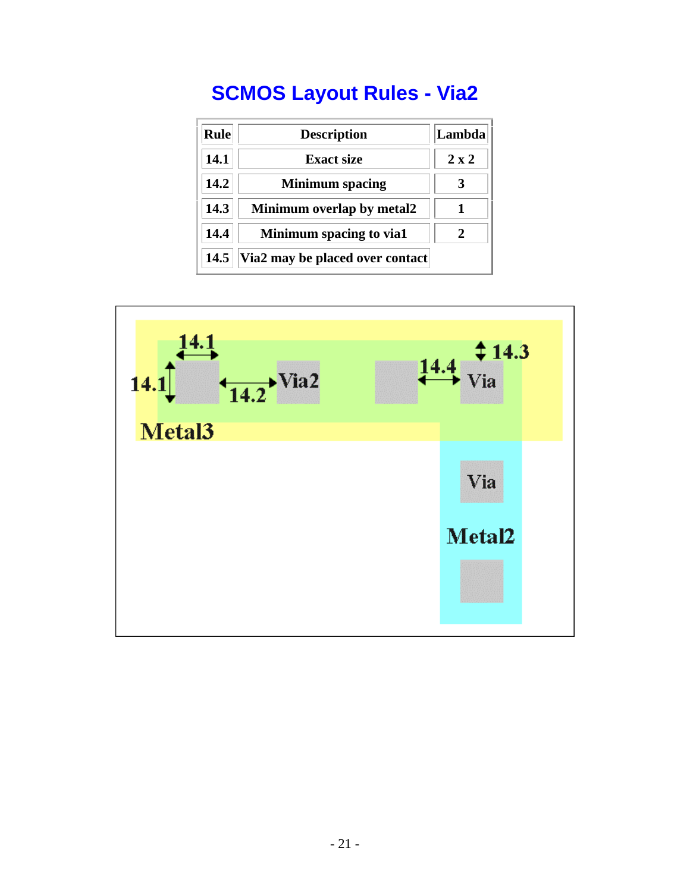# SCMOS Layout Rules - Via2

| Rule | Description | Lambda |
|---|---|---|
| 14.1 | Exact size | 2 x 2 |
| 14.2 | Minimum spacing | 3 |
| 14.3 | Minimum overlap by metal2 | 1 |
| 14.4 | Minimum spacing to via1 | 2 |
| 14.5 | Via2 may be placed over contact | |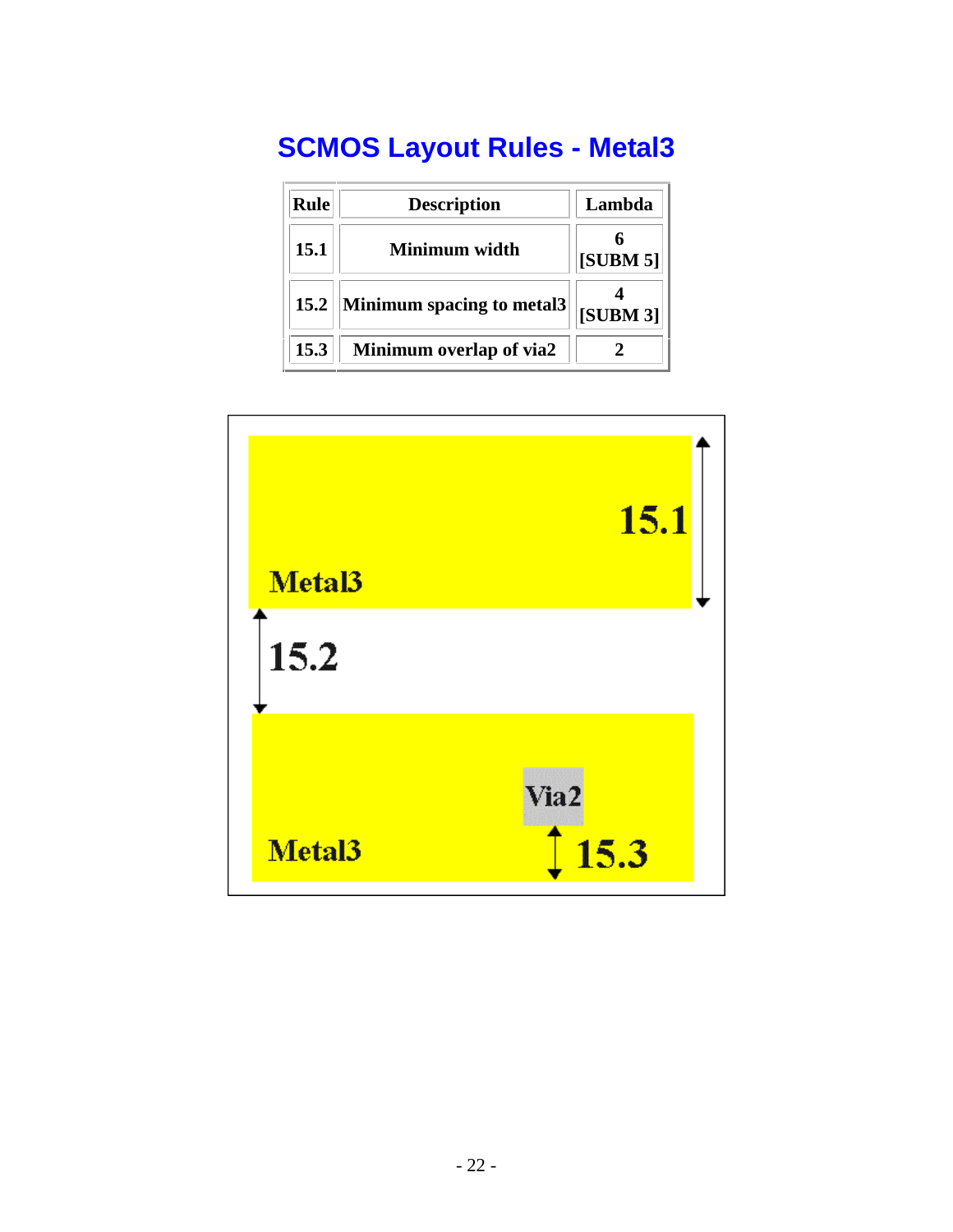# SCMOS Layout Rules - Metal3

| Rule | Description | Lambda |
|---|---|---|
| 15.1 | Minimum width | 6 [SUBM 5] |
| 15.2 | Minimum spacing to metal3 | 4 [SUBM 3] |
| 15.3 | Minimum overlap of via2 | 2 |

Metal3

15.1

15.2

Metal3

Via2

15.3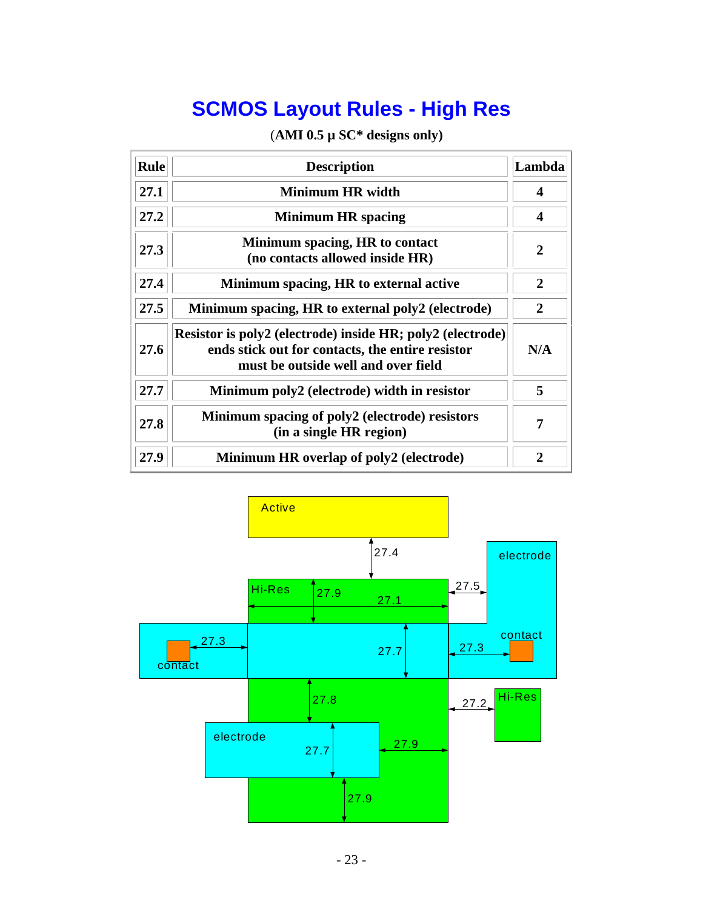# SCMOS Layout Rules - High Res

**(AMI 0.5 μ SC* designs only)**

| Rule | Description | Lambda |
|---|---|---|
| 27.1 | Minimum HR width | 4 |
| 27.2 | Minimum HR spacing | 4 |
| 27.3 | Minimum spacing, HR to contact (no contacts allowed inside HR) | 2 |
| 27.4 | Minimum spacing, HR to external active | 2 |
| 27.5 | Minimum spacing, HR to external poly2 (electrode) | 2 |
| 27.6 | Resistor is poly2 (electrode) inside HR; poly2 (electrode) ends stick out for contacts, the entire resistor must be outside well and over field | N/A |
| 27.7 | Minimum poly2 (electrode) width in resistor | 5 |
| 27.8 | Minimum spacing of poly2 (electrode) resistors (in a single HR region) | 7 |
| 27.9 | Minimum HR overlap of poly2 (electrode) | 2 |

Active
27.4
electrode
Hi-Res
27.9
27.1
27.5
27.3
contact
27.7
contact
27.3
27.8
27.2
Hi-Res
electrode
27.7
27.9
27.9